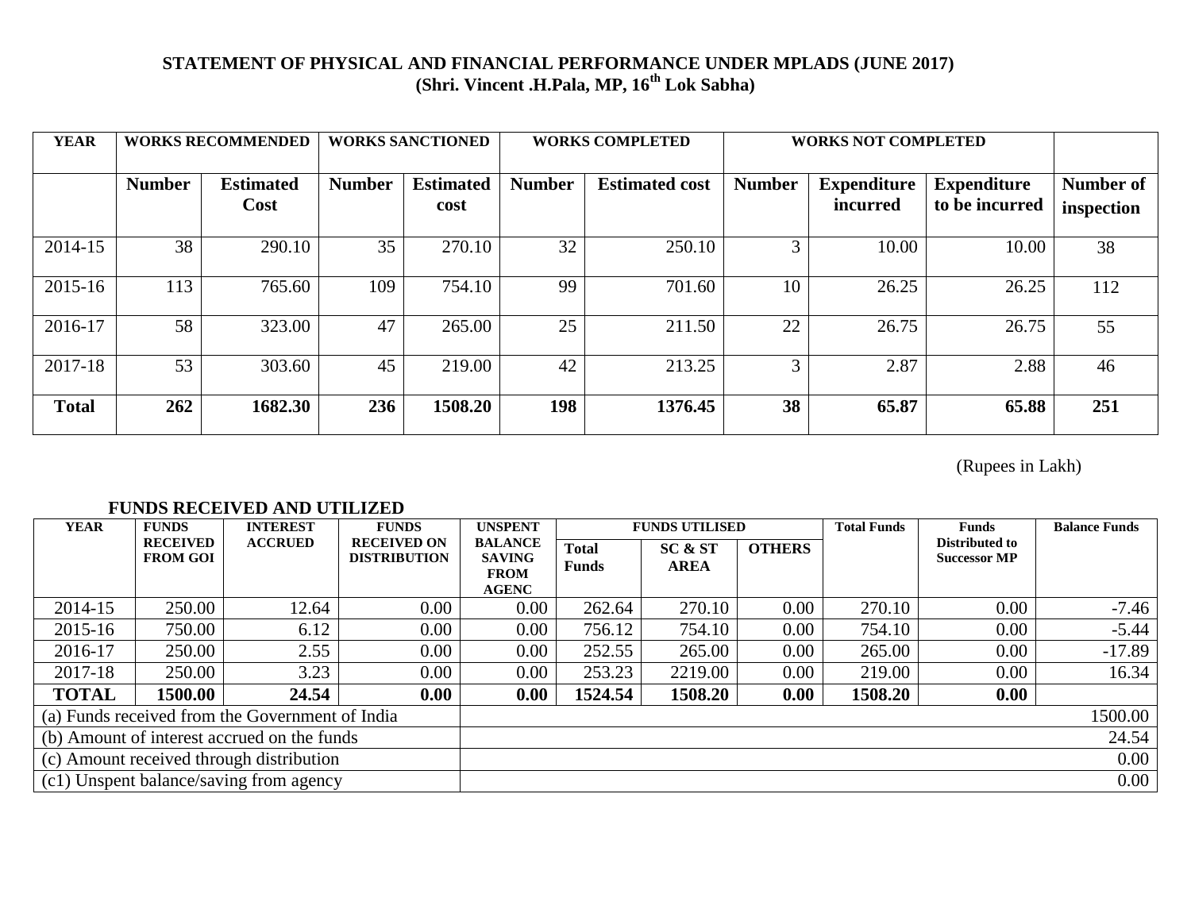## STATEMENT OF PHYSICAL AND FINANCIAL PERFORMANCE UNDER MPLADS (JUNE 2017)
### (Shri. Vincent .H.Pala, MP, 16th Lok Sabha)

| YEAR | WORKS RECOMMENDED | | WORKS SANCTIONED | | WORKS COMPLETED | | WORKS NOT COMPLETED | | | |
|---|---|---|---|---|---|---|---|---|---|---|
| | Number | Estimated Cost | Number | Estimated cost | Number | Estimated cost | Number | Expenditure incurred | Expenditure to be incurred | Number of inspection |
| 2014-15 | 38 | 290.10 | 35 | 270.10 | 32 | 250.10 | 3 | 10.00 | 10.00 | 38 |
| 2015-16 | 113 | 765.60 | 109 | 754.10 | 99 | 701.60 | 10 | 26.25 | 26.25 | 112 |
| 2016-17 | 58 | 323.00 | 47 | 265.00 | 25 | 211.50 | 22 | 26.75 | 26.75 | 55 |
| 2017-18 | 53 | 303.60 | 45 | 219.00 | 42 | 213.25 | 3 | 2.87 | 2.88 | 46 |
| **Total** | **262** | **1682.30** | **236** | **1508.20** | **198** | **1376.45** | **38** | **65.87** | **65.88** | **251** |

(Rupees in Lakh)

### FUNDS RECEIVED AND UTILIZED

| YEAR | FUNDS RECEIVED FROM GOI | INTEREST ACCRUED | FUNDS RECEIVED ON DISTRIBUTION | UNSPENT BALANCE SAVING FROM AGENC | FUNDS UTILISED | | | Total Funds | Funds Distributed to Successor MP | Balance Funds |
|---|---|---|---|---|---|---|---|---|---|---|
| | | | | | Total Funds | SC & ST AREA | OTHERS | | | |
| 2014-15 | 250.00 | 12.64 | 0.00 | 0.00 | 262.64 | 270.10 | 0.00 | 270.10 | 0.00 | -7.46 |
| 2015-16 | 750.00 | 6.12 | 0.00 | 0.00 | 756.12 | 754.10 | 0.00 | 754.10 | 0.00 | -5.44 |
| 2016-17 | 250.00 | 2.55 | 0.00 | 0.00 | 252.55 | 265.00 | 0.00 | 265.00 | 0.00 | -17.89 |
| 2017-18 | 250.00 | 3.23 | 0.00 | 0.00 | 253.23 | 2219.00 | 0.00 | 219.00 | 0.00 | 16.34 |
| **TOTAL** | **1500.00** | **24.54** | **0.00** | **0.00** | **1524.54** | **1508.20** | **0.00** | **1508.20** | **0.00** | |

| | |
|---|---|
| (a) Funds received from the Government of India | 1500.00 |
| (b) Amount of interest accrued on the funds | 24.54 |
| (c) Amount received through distribution | 0.00 |
| (c1) Unspent balance/saving from agency | 0.00 |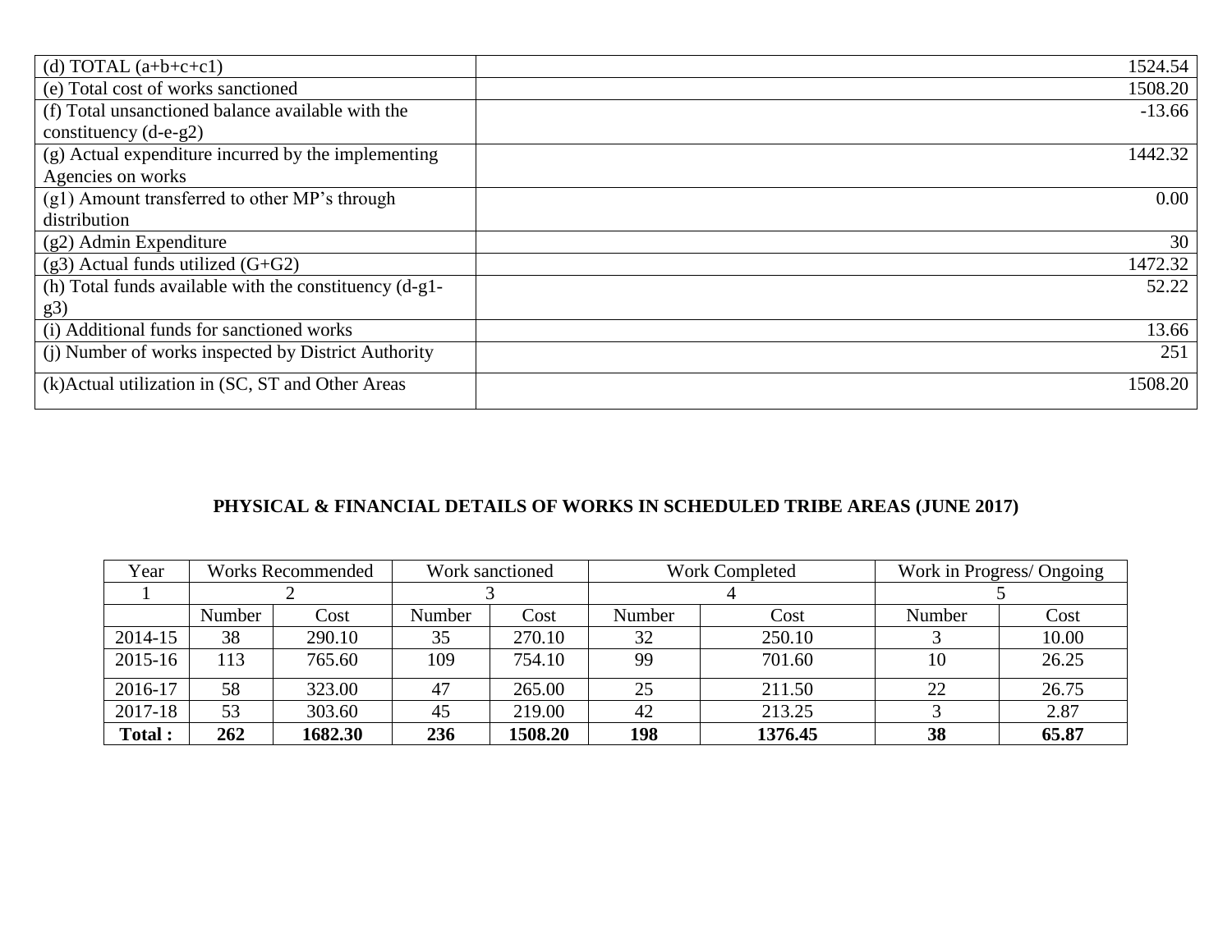| | |
|---|---|
| (d) TOTAL (a+b+c+c1) | 1524.54 |
| (e) Total cost of works sanctioned | 1508.20 |
| (f) Total unsanctioned balance available with the constituency (d-e-g2) | -13.66 |
| (g) Actual expenditure incurred by the implementing Agencies on works | 1442.32 |
| (g1) Amount transferred to other MP's through distribution | 0.00 |
| (g2) Admin Expenditure | 30 |
| (g3) Actual funds utilized (G+G2) | 1472.32 |
| (h) Total funds available with the constituency (d-g1-g3) | 52.22 |
| (i) Additional funds for sanctioned works | 13.66 |
| (j) Number of works inspected by District Authority | 251 |
| (k)Actual utilization in (SC, ST and Other Areas | 1508.20 |

**PHYSICAL & FINANCIAL DETAILS OF WORKS IN SCHEDULED TRIBE AREAS (JUNE 2017)**

| Year | Works Recommended | | Work sanctioned | | Work Completed | | Work in Progress/ Ongoing | |
|---|---|---|---|---|---|---|---|---|
| 1 | 2 | | 3 | | 4 | | 5 | |
| | Number | Cost | Number | Cost | Number | Cost | Number | Cost |
| 2014-15 | 38 | 290.10 | 35 | 270.10 | 32 | 250.10 | 3 | 10.00 |
| 2015-16 | 113 | 765.60 | 109 | 754.10 | 99 | 701.60 | 10 | 26.25 |
| 2016-17 | 58 | 323.00 | 47 | 265.00 | 25 | 211.50 | 22 | 26.75 |
| 2017-18 | 53 | 303.60 | 45 | 219.00 | 42 | 213.25 | 3 | 2.87 |
| **Total :** | **262** | **1682.30** | **236** | **1508.20** | **198** | **1376.45** | **38** | **65.87** |